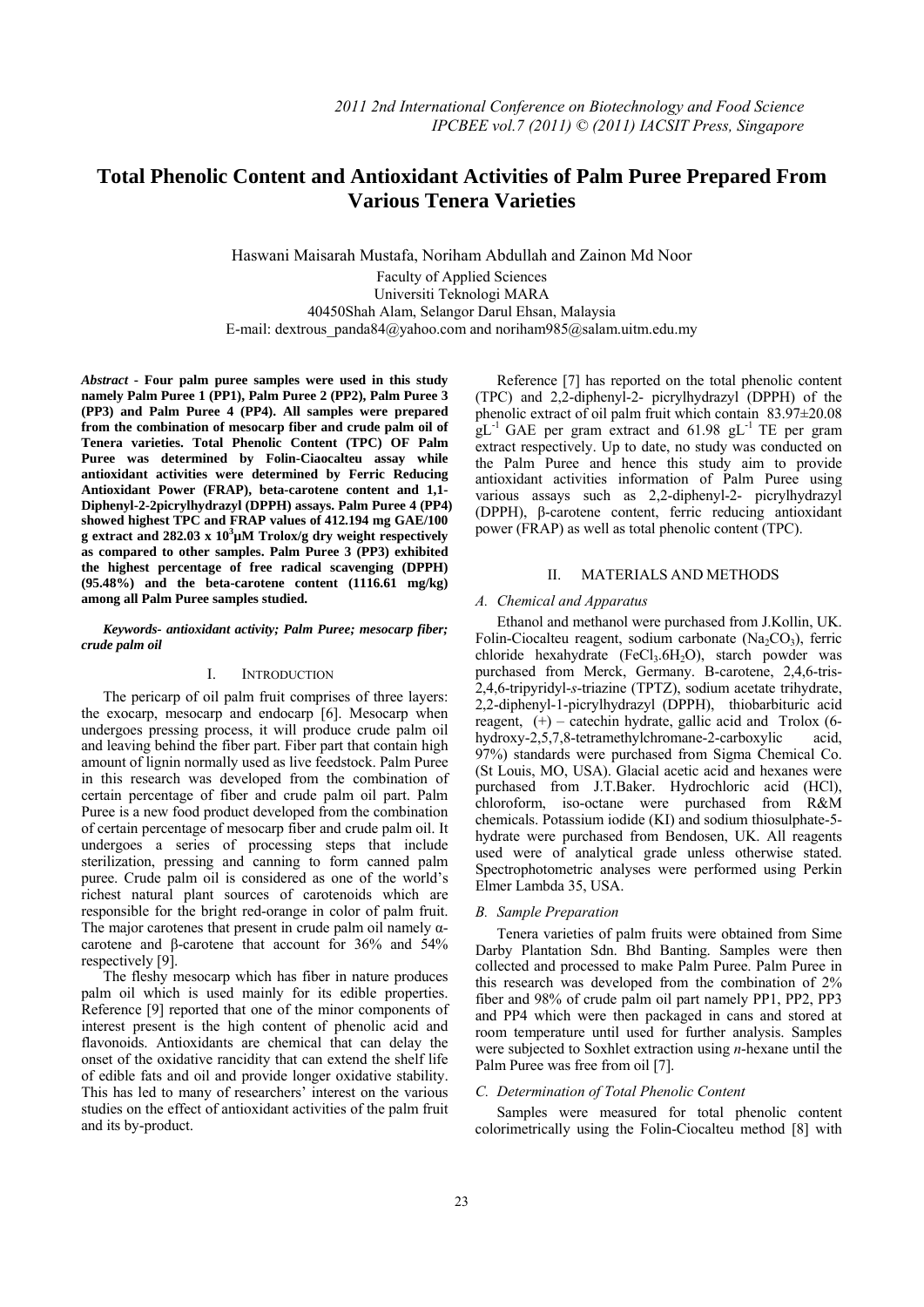# Total Phenolic Content and Antioxidant Activities of Palm Puree Prepared From Various Tenera Varieties

Haswani Maisarah Mustafa, Noriham Abdullah and Zainon Md Noor

Faculty of Applied Sciences
Universiti Teknologi MARA
40450Shah Alam, Selangor Darul Ehsan, Malaysia
E-mail: dextrous_panda84@yahoo.com and noriham985@salam.uitm.edu.my

***Abstract* - Four palm puree samples were used in this study namely Palm Puree 1 (PP1), Palm Puree 2 (PP2), Palm Puree 3 (PP3) and Palm Puree 4 (PP4). All samples were prepared from the combination of mesocarp fiber and crude palm oil of Tenera varieties. Total Phenolic Content (TPC) OF Palm Puree was determined by Folin-Ciaocalteu assay while antioxidant activities were determined by Ferric Reducing Antioxidant Power (FRAP), beta-carotene content and 1,1-Diphenyl-2-2picrylhydrazyl (DPPH) assays. Palm Puree 4 (PP4) showed highest TPC and FRAP values of 412.194 mg GAE/100 g extract and 282.03 x $10^3$µM Trolox/g dry weight respectively as compared to other samples. Palm Puree 3 (PP3) exhibited the highest percentage of free radical scavenging (DPPH) (95.48%) and the beta-carotene content (1116.61 mg/kg) among all Palm Puree samples studied.**

***Keywords- antioxidant activity; Palm Puree; mesocarp fiber; crude palm oil***

## I. Introduction

The pericarp of oil palm fruit comprises of three layers: the exocarp, mesocarp and endocarp [6]. Mesocarp when undergoes pressing process, it will produce crude palm oil and leaving behind the fiber part. Fiber part that contain high amount of lignin normally used as live feedstock. Palm Puree in this research was developed from the combination of certain percentage of fiber and crude palm oil part. Palm Puree is a new food product developed from the combination of certain percentage of mesocarp fiber and crude palm oil. It undergoes a series of processing steps that include sterilization, pressing and canning to form canned palm puree. Crude palm oil is considered as one of the world's richest natural plant sources of carotenoids which are responsible for the bright red-orange in color of palm fruit. The major carotenes that present in crude palm oil namely α-carotene and β-carotene that account for 36% and 54% respectively [9].

The fleshy mesocarp which has fiber in nature produces palm oil which is used mainly for its edible properties. Reference [9] reported that one of the minor components of interest present is the high content of phenolic acid and flavonoids. Antioxidants are chemical that can delay the onset of the oxidative rancidity that can extend the shelf life of edible fats and oil and provide longer oxidative stability. This has led to many of researchers' interest on the various studies on the effect of antioxidant activities of the palm fruit and its by-product.

Reference [7] has reported on the total phenolic content (TPC) and 2,2-diphenyl-2- picrylhydrazyl (DPPH) of the phenolic extract of oil palm fruit which contain 83.97±20.08 $gL^{-1}$ GAE per gram extract and 61.98 $gL^{-1}$ TE per gram extract respectively. Up to date, no study was conducted on the Palm Puree and hence this study aim to provide antioxidant activities information of Palm Puree using various assays such as 2,2-diphenyl-2- picrylhydrazyl (DPPH), β-carotene content, ferric reducing antioxidant power (FRAP) as well as total phenolic content (TPC).

## II. Materials and Methods

### *A. Chemical and Apparatus*

Ethanol and methanol were purchased from J.Kollin, UK. Folin-Ciocalteu reagent, sodium carbonate ($Na_2CO_3$), ferric chloride hexahydrate ($FeCl_3.6H_2O$), starch powder was purchased from Merck, Germany. B-carotene, 2,4,6-tris-2,4,6-tripyridyl-*s*-triazine (TPTZ), sodium acetate trihydrate, 2,2-diphenyl-1-picrylhydrazyl (DPPH), thiobarbituric acid reagent, (+) – catechin hydrate, gallic acid and Trolox (6-hydroxy-2,5,7,8-tetramethylchromane-2-carboxylic acid, 97%) standards were purchased from Sigma Chemical Co. (St Louis, MO, USA). Glacial acetic acid and hexanes were purchased from J.T.Baker. Hydrochloric acid (HCl), chloroform, iso-octane were purchased from R&M chemicals. Potassium iodide (KI) and sodium thiosulphate-5-hydrate were purchased from Bendosen, UK. All reagents used were of analytical grade unless otherwise stated. Spectrophotometric analyses were performed using Perkin Elmer Lambda 35, USA.

### *B. Sample Preparation*

Tenera varieties of palm fruits were obtained from Sime Darby Plantation Sdn. Bhd Banting. Samples were then collected and processed to make Palm Puree. Palm Puree in this research was developed from the combination of 2% fiber and 98% of crude palm oil part namely PP1, PP2, PP3 and PP4 which were then packaged in cans and stored at room temperature until used for further analysis. Samples were subjected to Soxhlet extraction using *n*-hexane until the Palm Puree was free from oil [7].

### *C. Determination of Total Phenolic Content*

Samples were measured for total phenolic content colorimetrically using the Folin-Ciocalteu method [8] with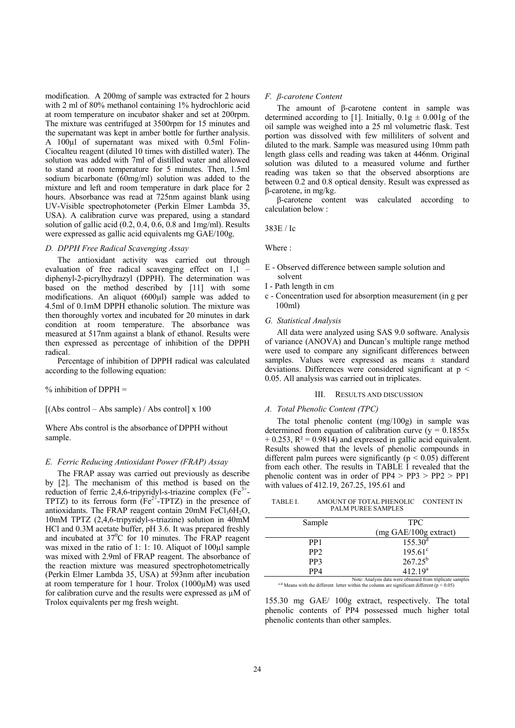modification. A 200mg of sample was extracted for 2 hours with 2 ml of 80% methanol containing 1% hydrochloric acid at room temperature on incubator shaker and set at 200rpm. The mixture was centrifuged at 3500rpm for 15 minutes and the supernatant was kept in amber bottle for further analysis. A 100µl of supernatant was mixed with 0.5ml Folin-Ciocalteu reagent (diluted 10 times with distilled water). The solution was added with 7ml of distilled water and allowed to stand at room temperature for 5 minutes. Then, 1.5ml sodium bicarbonate (60mg/ml) solution was added to the mixture and left and room temperature in dark place for 2 hours. Absorbance was read at 725nm against blank using UV-Visible spectrophotometer (Perkin Elmer Lambda 35, USA). A calibration curve was prepared, using a standard solution of gallic acid (0.2, 0.4, 0.6, 0.8 and 1mg/ml). Results were expressed as gallic acid equivalents mg GAE/100g.

### *D. DPPH Free Radical Scavenging Assay*

The antioxidant activity was carried out through evaluation of free radical scavenging effect on 1,1 – diphenyl-2-picrylhydrazyl (DPPH). The determination was based on the method described by [11] with some modifications. An aliquot (600µl) sample was added to 4.5ml of 0.1mM DPPH ethanolic solution. The mixture was then thoroughly vortex and incubated for 20 minutes in dark condition at room temperature. The absorbance was measured at 517nm against a blank of ethanol. Results were then expressed as percentage of inhibition of the DPPH radical.

Percentage of inhibition of DPPH radical was calculated according to the following equation:

% inhibition of DPPH =

[(Abs control – Abs sample) / Abs control] x 100

Where Abs control is the absorbance of DPPH without sample.

### *E. Ferric Reducing Antioxidant Power (FRAP) Assay*

The FRAP assay was carried out previously as describe by [2]. The mechanism of this method is based on the reduction of ferric 2,4,6-tripyridyl-s-triazine complex ($Fe^{3+}$-TPTZ) to its ferrous form ($Fe^{2+}$-TPTZ) in the presence of antioxidants. The FRAP reagent contain 20mM $FeCl_3 6H_2O$, 10mM TPTZ (2,4,6-tripyridyl-s-triazine) solution in 40mM HCl and 0.3M acetate buffer, pH 3.6. It was prepared freshly and incubated at $37^0$C for 10 minutes. The FRAP reagent was mixed in the ratio of 1: 1: 10. Aliquot of 100µl sample was mixed with 2.9ml of FRAP reagent. The absorbance of the reaction mixture was measured spectrophotometrically (Perkin Elmer Lambda 35, USA) at 593nm after incubation at room temperature for 1 hour. Trolox (1000µM) was used for calibration curve and the results were expressed as µM of Trolox equivalents per mg fresh weight.

### *F. β-carotene Content*

The amount of β-carotene content in sample was determined according to [1]. Initially, 0.1g ± 0.001g of the oil sample was weighed into a 25 ml volumetric flask. Test portion was dissolved with few milliliters of solvent and diluted to the mark. Sample was measured using 10mm path length glass cells and reading was taken at 446nm. Original solution was diluted to a measured volume and further reading was taken so that the observed absorptions are between 0.2 and 0.8 optical density. Result was expressed as β-carotene, in mg/kg.

β-carotene content was calculated according to calculation below :

383E / Ic

Where :

- E - Observed difference between sample solution and solvent
- I - Path length in cm
- c - Concentration used for absorption measurement (in g per 100ml)

### *G. Statistical Analysis*

All data were analyzed using SAS 9.0 software. Analysis of variance (ANOVA) and Duncan's multiple range method were used to compare any significant differences between samples. Values were expressed as means ± standard deviations. Differences were considered significant at $p < 0.05$. All analysis was carried out in triplicates.

## III. Results and Discussion

### *A. Total Phenolic Content (TPC)*

The total phenolic content (mg/100g) in sample was determined from equation of calibration curve ($y = 0.1855x + 0.253$, $R^2 = 0.9814$) and expressed in gallic acid equivalent. Results showed that the levels of phenolic compounds in different palm purees were significantly ($p < 0.05$) different from each other. The results in TABLE I revealed that the phenolic content was in order of PP4 > PP3 > PP2 > PP1 with values of 412.19, 267.25, 195.61 and 155.30 mg GAE/ 100g extract, respectively. The total phenolic contents of PP4 possessed much higher total phenolic contents than other samples.

TABLE I. AMOUNT OF TOTAL PHENOLIC CONTENT IN PALM PUREE SAMPLES

| Sample | TPC (mg GAE/100g extract) |
|---|---|
| PP1 | $155.30^{d}$ |
| PP2 | $195.61^{c}$ |
| PP3 | $267.25^{b}$ |
| PP4 | $412.19^{a}$ |

Note: Analysis data were obtained from triplicate samples
a-d Means with the different letter within the column are significant different ($p < 0.05$)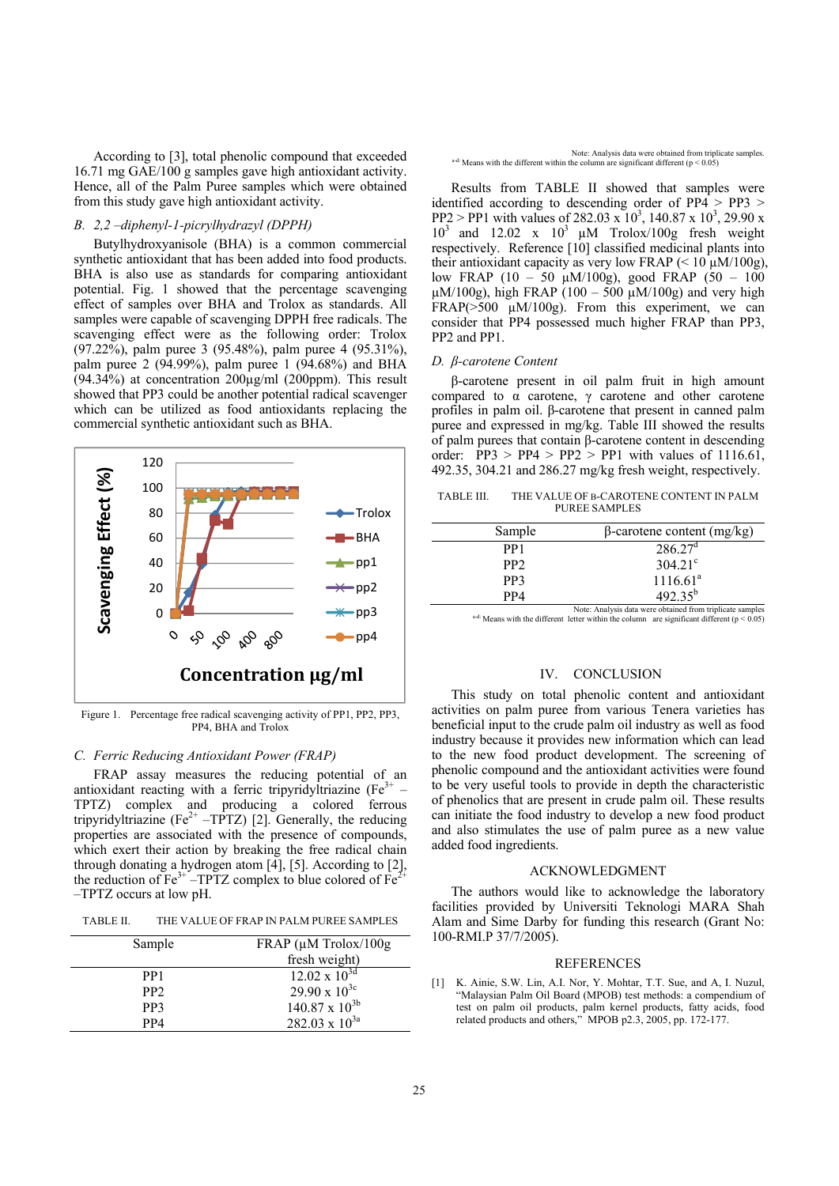According to [3], total phenolic compound that exceeded 16.71 mg GAE/100 g samples gave high antioxidant activity. Hence, all of the Palm Puree samples which were obtained from this study gave high antioxidant activity.

### *B. 2,2 –diphenyl-1-picrylhydrazyl (DPPH)*

Butylhydroxyanisole (BHA) is a common commercial synthetic antioxidant that has been added into food products. BHA is also use as standards for comparing antioxidant potential. Fig. 1 showed that the percentage scavenging effect of samples over BHA and Trolox as standards. All samples were capable of scavenging DPPH free radicals. The scavenging effect were as the following order: Trolox (97.22%), palm puree 3 (95.48%), palm puree 4 (95.31%), palm puree 2 (94.99%), palm puree 1 (94.68%) and BHA (94.34%) at concentration 200µg/ml (200ppm). This result showed that PP3 could be another potential radical scavenger which can be utilized as food antioxidants replacing the commercial synthetic antioxidant such as BHA.

Figure 1. Percentage free radical scavenging activity of PP1, PP2, PP3, PP4, BHA and Trolox

### *C. Ferric Reducing Antioxidant Power (FRAP)*

FRAP assay measures the reducing potential of an antioxidant reacting with a ferric tripyridyltriazine ($Fe^{3+}$ –TPTZ) complex and producing a colored ferrous tripyridyltriazine ($Fe^{2+}$ –TPTZ) [2]. Generally, the reducing properties are associated with the presence of compounds, which exert their action by breaking the free radical chain through donating a hydrogen atom [4], [5]. According to [2], the reduction of $Fe^{3+}$–TPTZ complex to blue colored of $Fe^{2+}$ –TPTZ occurs at low pH.

TABLE II. THE VALUE OF FRAP IN PALM PUREE SAMPLES

| Sample | FRAP (µM Trolox/100g fresh weight) |
|---|---|
| PP1 | 12.02 x $10^{3d}$ |
| PP2 | 29.90 x $10^{3c}$ |
| PP3 | 140.87 x $10^{3b}$ |
| PP4 | 282.03 x $10^{3a}$ |

Note: Analysis data were obtained from triplicate samples.
[a-d] Means with the different within the column are significant different ($p < 0.05$)

Results from TABLE II showed that samples were identified according to descending order of PP4 > PP3 > PP2 > PP1 with values of 282.03 x $10^3$, 140.87 x $10^3$, 29.90 x $10^3$ and 12.02 x $10^3$ µM Trolox/100g fresh weight respectively. Reference [10] classified medicinal plants into their antioxidant capacity as very low FRAP (< 10 µM/100g), low FRAP (10 – 50 µM/100g), good FRAP (50 – 100 µM/100g), high FRAP (100 – 500 µM/100g) and very high FRAP(>500 µM/100g). From this experiment, we can consider that PP4 possessed much higher FRAP than PP3, PP2 and PP1.

### *D. β-carotene Content*

β-carotene present in oil palm fruit in high amount compared to α carotene, γ carotene and other carotene profiles in palm oil. β-carotene that present in canned palm puree and expressed in mg/kg. Table III showed the results of palm purees that contain β-carotene content in descending order: PP3 > PP4 > PP2 > PP1 with values of 1116.61, 492.35, 304.21 and 286.27 mg/kg fresh weight, respectively.

TABLE III. THE VALUE OF Β-CAROTENE CONTENT IN PALM PUREE SAMPLES

| Sample | β-carotene content (mg/kg) |
|---|---|
| PP1 | 286.27[d] |
| PP2 | 304.21[c] |
| PP3 | 1116.61[a] |
| PP4 | 492.35[b] |

Note: Analysis data were obtained from triplicate samples
[a-d] Means with the different letter within the column are significant different ($p < 0.05$)

## IV. CONCLUSION

This study on total phenolic content and antioxidant activities on palm puree from various Tenera varieties has beneficial input to the crude palm oil industry as well as food industry because it provides new information which can lead to the new food product development. The screening of phenolic compound and the antioxidant activities were found to be very useful tools to provide in depth the characteristic of phenolics that are present in crude palm oil. These results can initiate the food industry to develop a new food product and also stimulates the use of palm puree as a new value added food ingredients.

## ACKNOWLEDGMENT

The authors would like to acknowledge the laboratory facilities provided by Universiti Teknologi MARA Shah Alam and Sime Darby for funding this research (Grant No: 100-RMI.P 37/7/2005).

## REFERENCES

[1] K. Ainie, S.W. Lin, A.I. Nor, Y. Mohtar, T.T. Sue, and A, I. Nuzul, "Malaysian Palm Oil Board (MPOB) test methods: a compendium of test on palm oil products, palm kernel products, fatty acids, food related products and others," MPOB p2.3, 2005, pp. 172-177.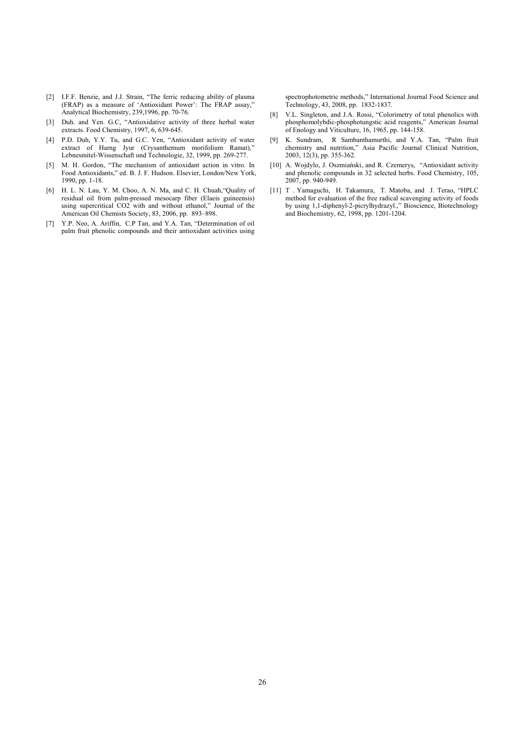[2] I.F.F. Benzie, and J.J. Strain, "The ferric reducing ability of plasma (FRAP) as a measure of 'Antioxidant Power': The FRAP assay," Analytical Biochemistry, 239,1996, pp. 70-76.

[3] Duh. and Yen. G.C, "Antioxidative activity of three herbal water extracts. Food Chemistry, 1997, 6, 639-645.

[4] P.D. Duh, Y.Y. Tu, and G.C. Yen, "Antioxidant activity of water extract of Harng Jyur (Crysanthemum morifolium Ramat)," Lebnesmitel-Wissenschaft und Technologie, 32, 1999, pp. 269-277.

[5] M. H. Gordon, "The mechanism of antioxidant action in vitro. In Food Antioxidants," ed. B. J. F. Hudson. Elsevier, London/New York, 1990, pp. 1-18.

[6] H. L. N. Lau, Y. M. Choo, A. N. Ma, and C. H. Chuah,"Quality of residual oil from palm-pressed mesocarp fiber (Elaeis guineensis) using supercritical $CO_2$ with and without ethanol," Journal of the American Oil Chemists Society, 83, 2006, pp. 893–898.

[7] Y.P. Neo, A. Ariffin, C.P Tan, and Y.A. Tan, "Determination of oil palm fruit phenolic compounds and their antioxidant activities using spectrophotometric methods," International Journal Food Science and Technology, 43, 2008, pp. 1832-1837.

[8] V.L. Singleton, and J.A. Rossi, "Colorimetry of total phenolics with phosphomolybdic-phosphotungstic acid reagents," American Journal of Enology and Viticulture, 16, 1965, pp. 144-158.

[9] K. Sundram, R Sambanthamurthi, and Y.A. Tan, "Palm fruit chemistry and nutrition," Asia Pacific Journal Clinical Nutrition, 2003, 12(3), pp. 355-362.

[10] A. Wojdylo, J. Oszmiański, and R. Czemerys, "Antioxidant activity and phenolic compounds in 32 selected herbs. Food Chemistry, 105, 2007, pp. 940-949.

[11] T . Yamaguchi, H. Takamura, T. Matoba, and J. Terao, "HPLC method for evaluation of the free radical scavenging activity of foods by using 1,1-diphenyl-2-picrylhydrazyl.," Bioscience, Biotechnology and Biochemistry, 62, 1998, pp. 1201-1204.